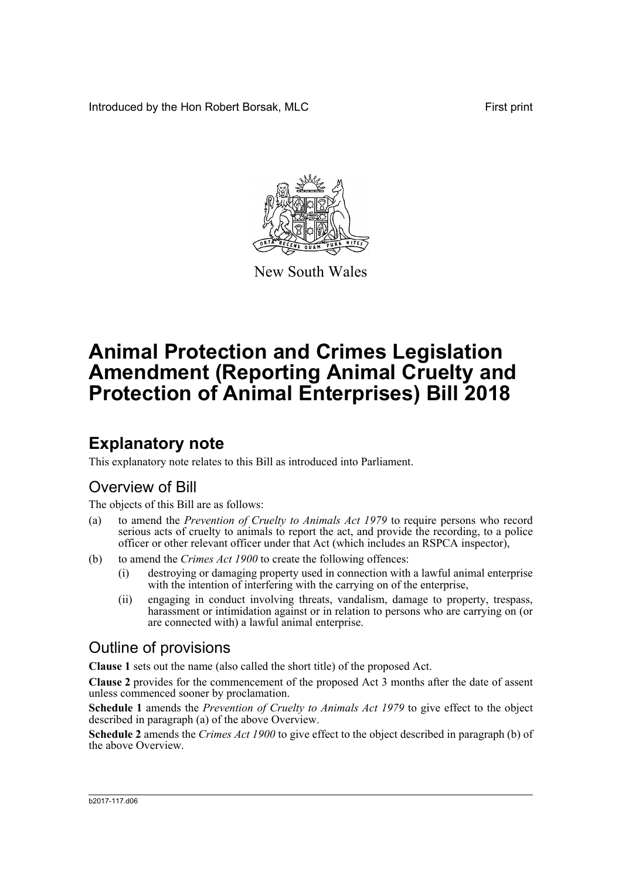Introduced by the Hon Robert Borsak, MLC

First print

New South Wales

# Animal Protection and Crimes Legislation Amendment (Reporting Animal Cruelty and Protection of Animal Enterprises) Bill 2018

## Explanatory note

This explanatory note relates to this Bill as introduced into Parliament.

### Overview of Bill

The objects of this Bill are as follows:

(a) to amend the *Prevention of Cruelty to Animals Act 1979* to require persons who record serious acts of cruelty to animals to report the act, and provide the recording, to a police officer or other relevant officer under that Act (which includes an RSPCA inspector),

(b) to amend the *Crimes Act 1900* to create the following offences:

(i) destroying or damaging property used in connection with a lawful animal enterprise with the intention of interfering with the carrying on of the enterprise,

(ii) engaging in conduct involving threats, vandalism, damage to property, trespass, harassment or intimidation against or in relation to persons who are carrying on (or are connected with) a lawful animal enterprise.

### Outline of provisions

**Clause 1** sets out the name (also called the short title) of the proposed Act.

**Clause 2** provides for the commencement of the proposed Act 3 months after the date of assent unless commenced sooner by proclamation.

**Schedule 1** amends the *Prevention of Cruelty to Animals Act 1979* to give effect to the object described in paragraph (a) of the above Overview.

**Schedule 2** amends the *Crimes Act 1900* to give effect to the object described in paragraph (b) of the above Overview.

b2017-117.d06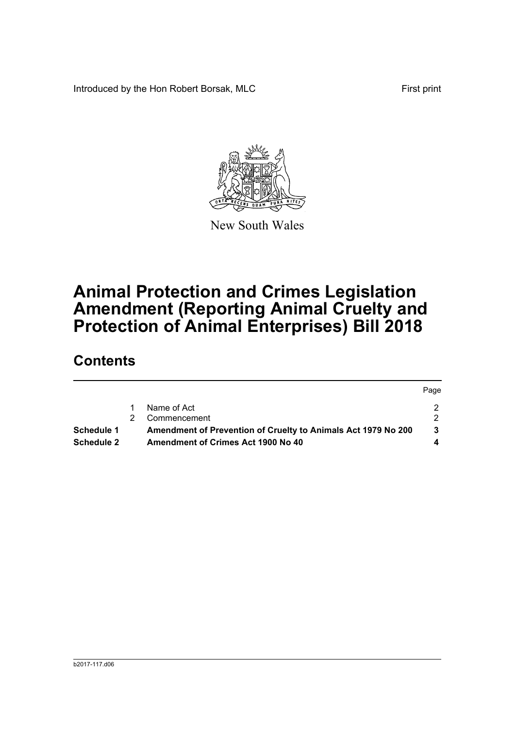Introduced by the Hon Robert Borsak, MLC

First print

New South Wales

# Animal Protection and Crimes Legislation Amendment (Reporting Animal Cruelty and Protection of Animal Enterprises) Bill 2018

## Contents

| | | | Page |
|---|---|---|---|
| | 1 | Name of Act | 2 |
| | 2 | Commencement | 2 |
| **Schedule 1** | | **Amendment of Prevention of Cruelty to Animals Act 1979 No 200** | **3** |
| **Schedule 2** | | **Amendment of Crimes Act 1900 No 40** | **4** |

b2017-117.d06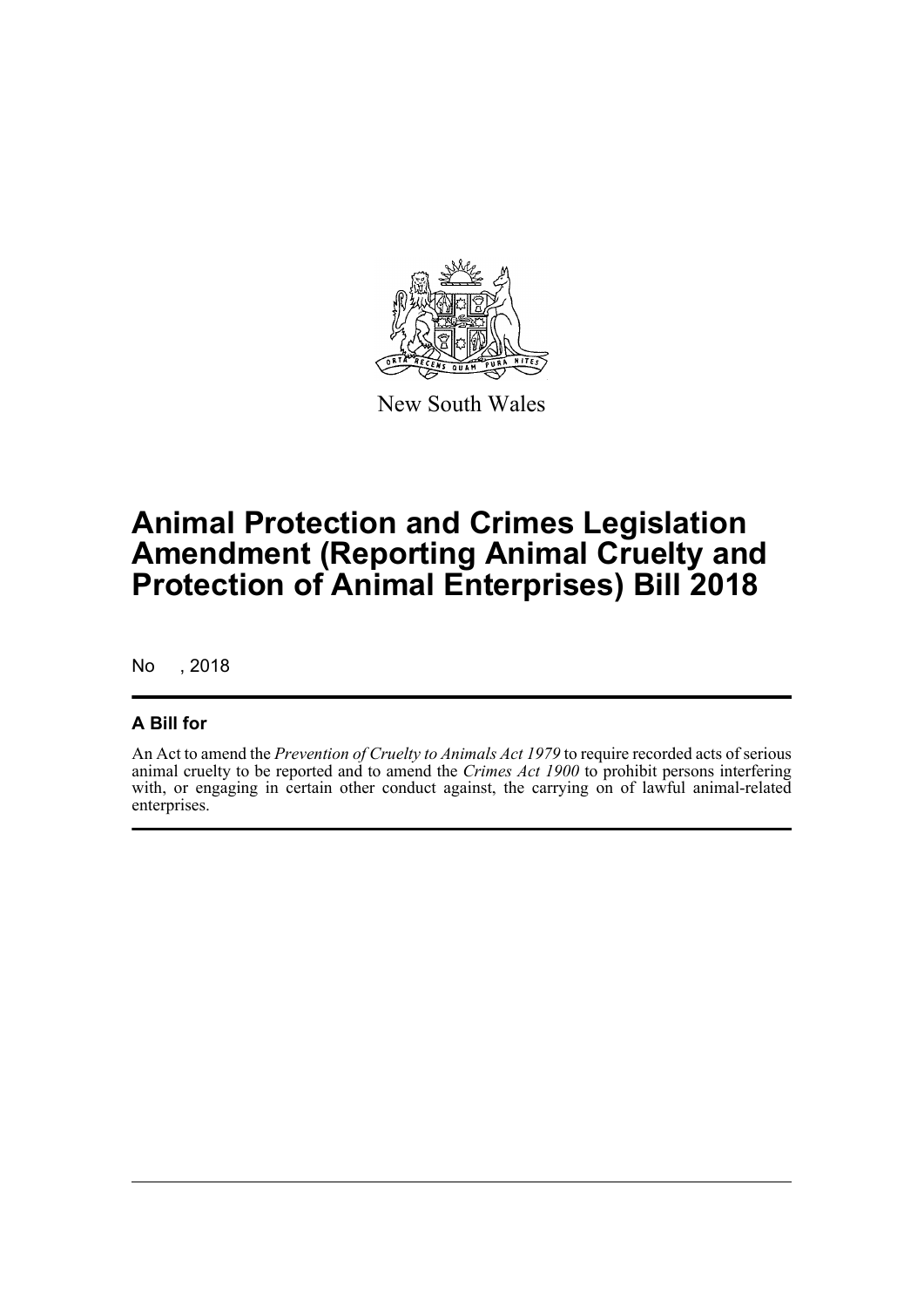New South Wales

# Animal Protection and Crimes Legislation Amendment (Reporting Animal Cruelty and Protection of Animal Enterprises) Bill 2018

No , 2018

## A Bill for

An Act to amend the *Prevention of Cruelty to Animals Act 1979* to require recorded acts of serious animal cruelty to be reported and to amend the *Crimes Act 1900* to prohibit persons interfering with, or engaging in certain other conduct against, the carrying on of lawful animal-related enterprises.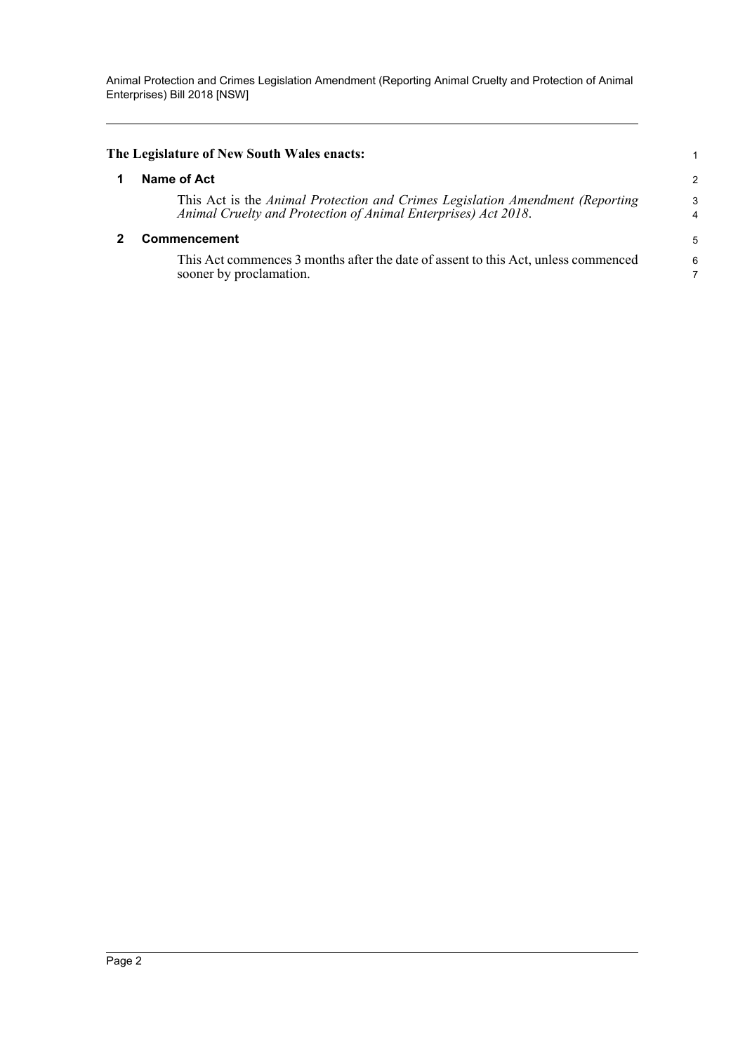**The Legislature of New South Wales enacts:**

## 1 Name of Act

This Act is the *Animal Protection and Crimes Legislation Amendment (Reporting Animal Cruelty and Protection of Animal Enterprises) Act 2018*.

## 2 Commencement

This Act commences 3 months after the date of assent to this Act, unless commenced sooner by proclamation.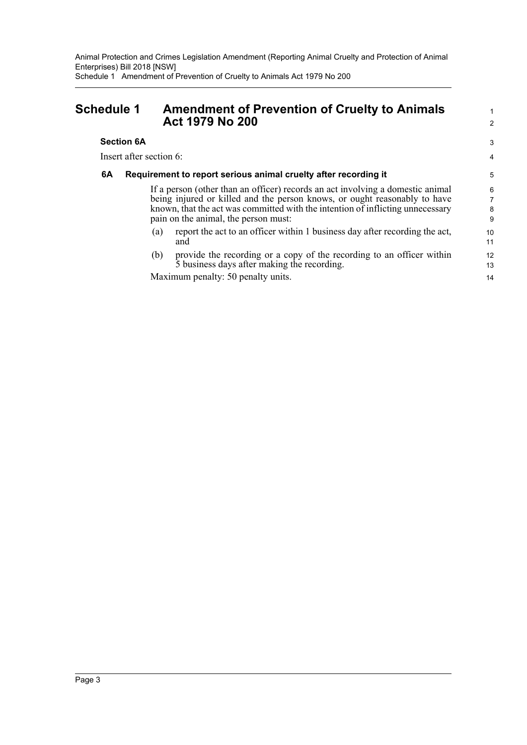# Schedule 1 Amendment of Prevention of Cruelty to Animals Act 1979 No 200

**Section 6A**

Insert after section 6:

**6A Requirement to report serious animal cruelty after recording it**

If a person (other than an officer) records an act involving a domestic animal being injured or killed and the person knows, or ought reasonably to have known, that the act was committed with the intention of inflicting unnecessary pain on the animal, the person must:

(a) report the act to an officer within 1 business day after recording the act, and

(b) provide the recording or a copy of the recording to an officer within 5 business days after making the recording.

Maximum penalty: 50 penalty units.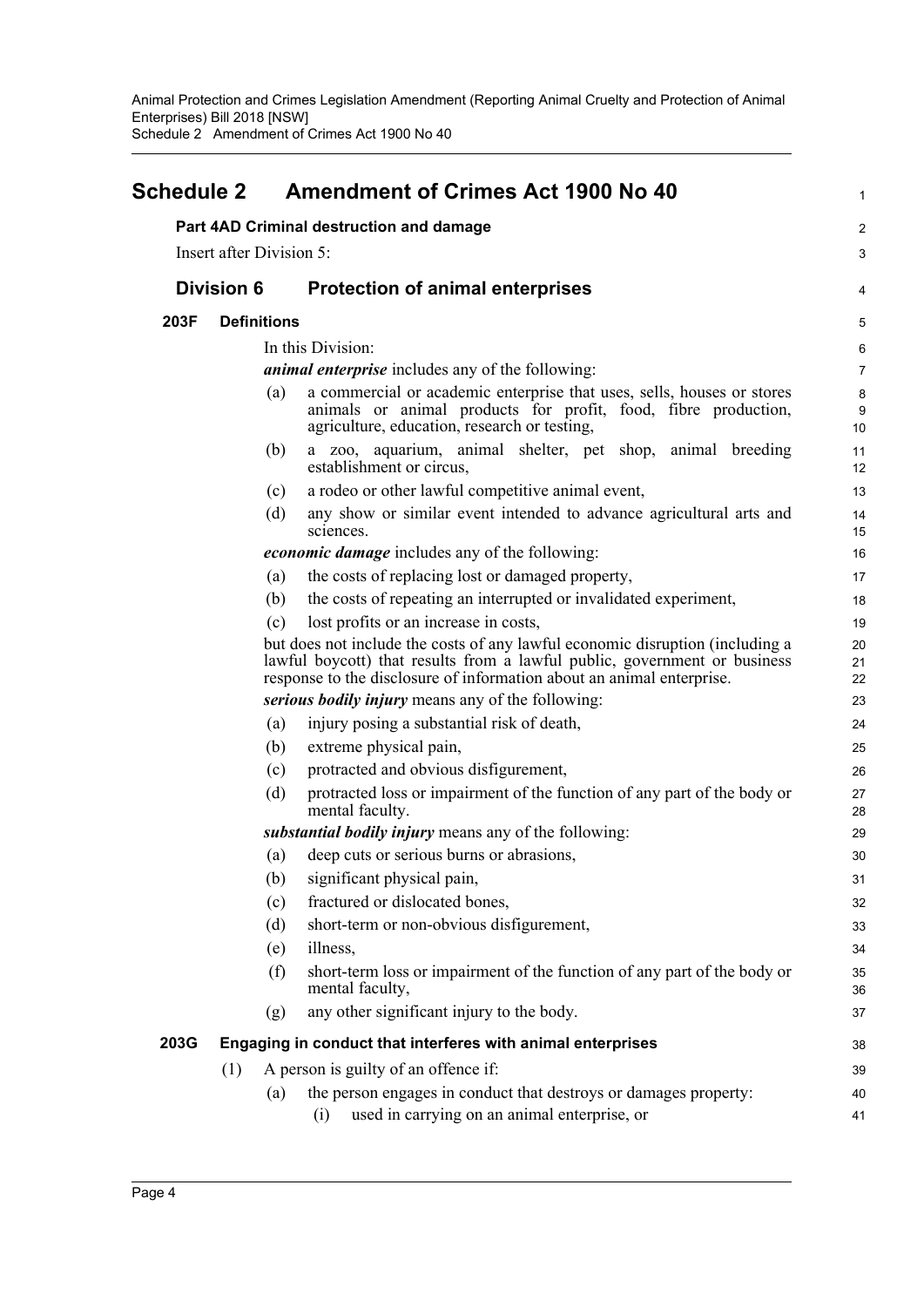# Schedule 2 Amendment of Crimes Act 1900 No 40

**Part 4AD Criminal destruction and damage**

Insert after Division 5:

## Division 6 Protection of animal enterprises

### 203F Definitions

In this Division:

***animal enterprise*** includes any of the following:

(a) a commercial or academic enterprise that uses, sells, houses or stores animals or animal products for profit, food, fibre production, agriculture, education, research or testing,

(b) a zoo, aquarium, animal shelter, pet shop, animal breeding establishment or circus,

(c) a rodeo or other lawful competitive animal event,

(d) any show or similar event intended to advance agricultural arts and sciences.

***economic damage*** includes any of the following:

(a) the costs of replacing lost or damaged property,

(b) the costs of repeating an interrupted or invalidated experiment,

(c) lost profits or an increase in costs,

but does not include the costs of any lawful economic disruption (including a lawful boycott) that results from a lawful public, government or business response to the disclosure of information about an animal enterprise.

***serious bodily injury*** means any of the following:

(a) injury posing a substantial risk of death,

(b) extreme physical pain,

(c) protracted and obvious disfigurement,

(d) protracted loss or impairment of the function of any part of the body or mental faculty.

***substantial bodily injury*** means any of the following:

(a) deep cuts or serious burns or abrasions,

(b) significant physical pain,

(c) fractured or dislocated bones,

(d) short-term or non-obvious disfigurement,

(e) illness,

(f) short-term loss or impairment of the function of any part of the body or mental faculty,

(g) any other significant injury to the body.

### 203G Engaging in conduct that interferes with animal enterprises

(1) A person is guilty of an offence if:

(a) the person engages in conduct that destroys or damages property:

(i) used in carrying on an animal enterprise, or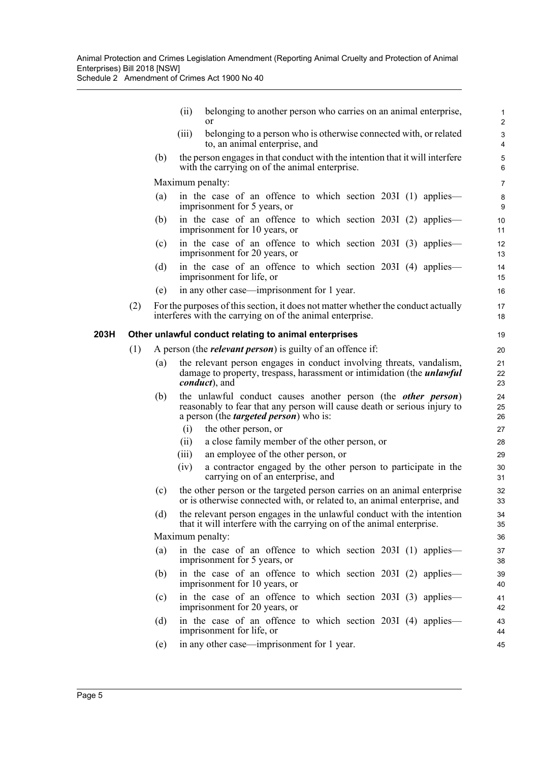(ii) belonging to another person who carries on an animal enterprise, or

(iii) belonging to a person who is otherwise connected with, or related to, an animal enterprise, and

(b) the person engages in that conduct with the intention that it will interfere with the carrying on of the animal enterprise.

Maximum penalty:

(a) in the case of an offence to which section 203I (1) applies—imprisonment for 5 years, or

(b) in the case of an offence to which section 203I (2) applies—imprisonment for 10 years, or

(c) in the case of an offence to which section 203I (3) applies—imprisonment for 20 years, or

(d) in the case of an offence to which section 203I (4) applies—imprisonment for life, or

(e) in any other case—imprisonment for 1 year.

(2) For the purposes of this section, it does not matter whether the conduct actually interferes with the carrying on of the animal enterprise.

**203H Other unlawful conduct relating to animal enterprises**

(1) A person (the ***relevant person***) is guilty of an offence if:

(a) the relevant person engages in conduct involving threats, vandalism, damage to property, trespass, harassment or intimidation (the ***unlawful conduct***), and

(b) the unlawful conduct causes another person (the ***other person***) reasonably to fear that any person will cause death or serious injury to a person (the ***targeted person***) who is:

(i) the other person, or

(ii) a close family member of the other person, or

(iii) an employee of the other person, or

(iv) a contractor engaged by the other person to participate in the carrying on of an enterprise, and

(c) the other person or the targeted person carries on an animal enterprise or is otherwise connected with, or related to, an animal enterprise, and

(d) the relevant person engages in the unlawful conduct with the intention that it will interfere with the carrying on of the animal enterprise.

Maximum penalty:

(a) in the case of an offence to which section 203I (1) applies—imprisonment for 5 years, or

(b) in the case of an offence to which section 203I (2) applies—imprisonment for 10 years, or

(c) in the case of an offence to which section 203I (3) applies—imprisonment for 20 years, or

(d) in the case of an offence to which section 203I (4) applies—imprisonment for life, or

(e) in any other case—imprisonment for 1 year.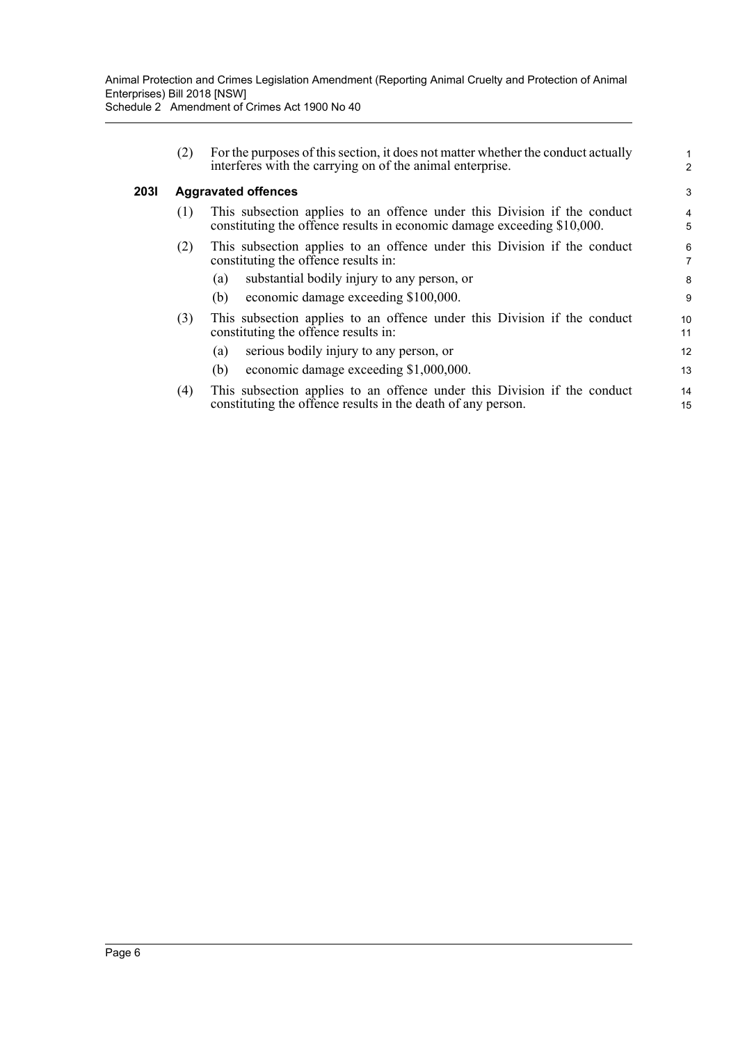(2) For the purposes of this section, it does not matter whether the conduct actually interferes with the carrying on of the animal enterprise.

**203I Aggravated offences**

(1) This subsection applies to an offence under this Division if the conduct constituting the offence results in economic damage exceeding $10,000.

(2) This subsection applies to an offence under this Division if the conduct constituting the offence results in:

- (a) substantial bodily injury to any person, or
- (b) economic damage exceeding $100,000.

(3) This subsection applies to an offence under this Division if the conduct constituting the offence results in:

- (a) serious bodily injury to any person, or
- (b) economic damage exceeding $1,000,000.

(4) This subsection applies to an offence under this Division if the conduct constituting the offence results in the death of any person.